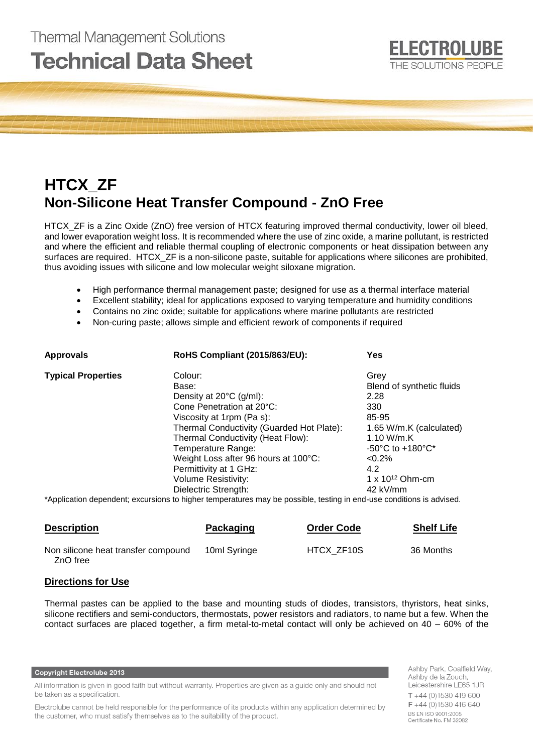Thermal Management Solutions
**Technical Data Sheet**

ELECTROLUBE
THE SOLUTIONS PEOPLE

# HTCX_ZF
## Non-Silicone Heat Transfer Compound - ZnO Free

HTCX_ZF is a Zinc Oxide (ZnO) free version of HTCX featuring improved thermal conductivity, lower oil bleed, and lower evaporation weight loss. It is recommended where the use of zinc oxide, a marine pollutant, is restricted and where the efficient and reliable thermal coupling of electronic components or heat dissipation between any surfaces are required. HTCX_ZF is a non-silicone paste, suitable for applications where silicones are prohibited, thus avoiding issues with silicone and low molecular weight siloxane migration.

- High performance thermal management paste; designed for use as a thermal interface material
- Excellent stability; ideal for applications exposed to varying temperature and humidity conditions
- Contains no zinc oxide; suitable for applications where marine pollutants are restricted
- Non-curing paste; allows simple and efficient rework of components if required

| | | |
|---|---|---|
| **Approvals** | **RoHS Compliant (2015/863/EU):** | **Yes** |
| **Typical Properties** | Colour: | Grey |
| | Base: | Blend of synthetic fluids |
| | Density at 20°C (g/ml): | 2.28 |
| | Cone Penetration at 20°C: | 330 |
| | Viscosity at 1rpm (Pa s): | 85-95 |
| | Thermal Conductivity (Guarded Hot Plate): | 1.65 W/m.K (calculated) |
| | Thermal Conductivity (Heat Flow): | 1.10 W/m.K |
| | Temperature Range: | -50°C to +180°C* |
| | Weight Loss after 96 hours at 100°C: | <0.2% |
| | Permittivity at 1 GHz: | 4.2 |
| | Volume Resistivity: | 1 x $10^{12}$ Ohm-cm |
| | Dielectric Strength: | 42 kV/mm |

*Application dependent; excursions to higher temperatures may be possible, testing in end-use conditions is advised.

| **Description** | **Packaging** | **Order Code** | **Shelf Life** |
|---|---|---|---|
| Non silicone heat transfer compound ZnO free | 10ml Syringe | HTCX_ZF10S | 36 Months |

## Directions for Use

Thermal pastes can be applied to the base and mounting studs of diodes, transistors, thyristors, heat sinks, silicone rectifiers and semi-conductors, thermostats, power resistors and radiators, to name but a few. When the contact surfaces are placed together, a firm metal-to-metal contact will only be achieved on 40 – 60% of the

**Copyright Electrolube 2013**

All information is given in good faith but without warranty. Properties are given as a guide only and should not be taken as a specification.

Electrolube cannot be held responsible for the performance of its products within any application determined by the customer, who must satisfy themselves as to the suitability of the product.

Ashby Park, Coalfield Way,
Ashby de la Zouch,
Leicestershire LE65 1JR
T +44 (0)1530 419 600
F +44 (0)1530 416 640
BS EN ISO 9001:2008
Certificate No. FM 32082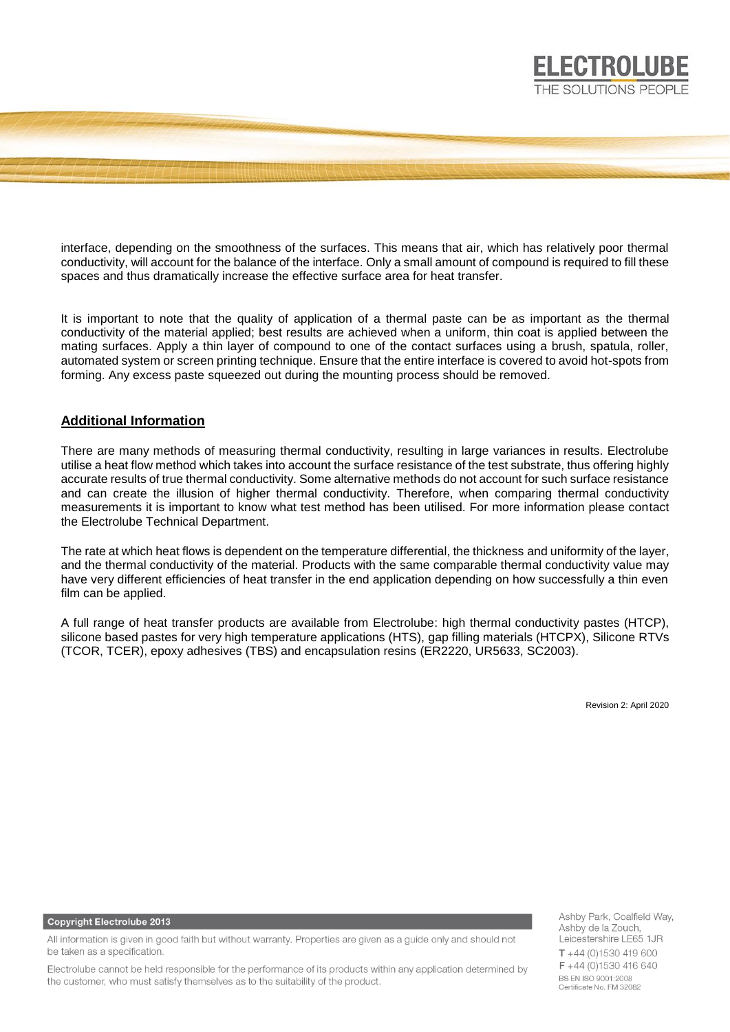interface, depending on the smoothness of the surfaces. This means that air, which has relatively poor thermal conductivity, will account for the balance of the interface. Only a small amount of compound is required to fill these spaces and thus dramatically increase the effective surface area for heat transfer.

It is important to note that the quality of application of a thermal paste can be as important as the thermal conductivity of the material applied; best results are achieved when a uniform, thin coat is applied between the mating surfaces. Apply a thin layer of compound to one of the contact surfaces using a brush, spatula, roller, automated system or screen printing technique. Ensure that the entire interface is covered to avoid hot-spots from forming. Any excess paste squeezed out during the mounting process should be removed.

## Additional Information

There are many methods of measuring thermal conductivity, resulting in large variances in results. Electrolube utilise a heat flow method which takes into account the surface resistance of the test substrate, thus offering highly accurate results of true thermal conductivity. Some alternative methods do not account for such surface resistance and can create the illusion of higher thermal conductivity. Therefore, when comparing thermal conductivity measurements it is important to know what test method has been utilised. For more information please contact the Electrolube Technical Department.

The rate at which heat flows is dependent on the temperature differential, the thickness and uniformity of the layer, and the thermal conductivity of the material. Products with the same comparable thermal conductivity value may have very different efficiencies of heat transfer in the end application depending on how successfully a thin even film can be applied.

A full range of heat transfer products are available from Electrolube: high thermal conductivity pastes (HTCP), silicone based pastes for very high temperature applications (HTS), gap filling materials (HTCPX), Silicone RTVs (TCOR, TCER), epoxy adhesives (TBS) and encapsulation resins (ER2220, UR5633, SC2003).

Revision 2: April 2020